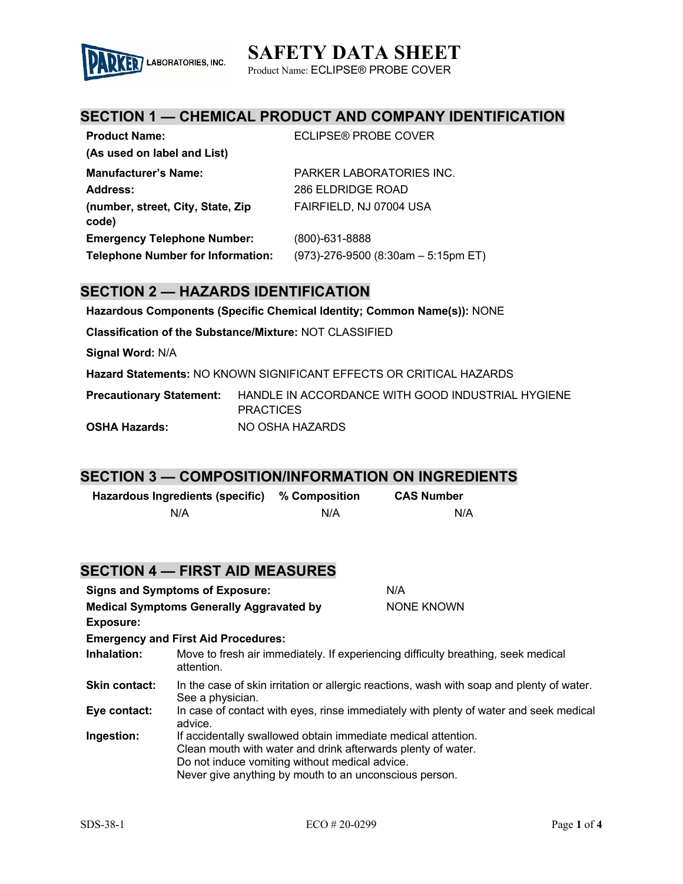# SAFETY DATA SHEET

Product Name: ECLIPSE® PROBE COVER

## SECTION 1 — CHEMICAL PRODUCT AND COMPANY IDENTIFICATION

| | |
|---|---|
| **Product Name:** (As used on label and List) | ECLIPSE® PROBE COVER |
| **Manufacturer's Name:** | PARKER LABORATORIES INC. |
| **Address:** (number, street, City, State, Zip code) | 286 ELDRIDGE ROAD FAIRFIELD, NJ 07004 USA |
| **Emergency Telephone Number:** | (800)-631-8888 |
| **Telephone Number for Information:** | (973)-276-9500 (8:30am – 5:15pm ET) |

## SECTION 2 — HAZARDS IDENTIFICATION

**Hazardous Components (Specific Chemical Identity; Common Name(s)):** NONE

**Classification of the Substance/Mixture:** NOT CLASSIFIED

**Signal Word:** N/A

**Hazard Statements:** NO KNOWN SIGNIFICANT EFFECTS OR CRITICAL HAZARDS

**Precautionary Statement:** HANDLE IN ACCORDANCE WITH GOOD INDUSTRIAL HYGIENE PRACTICES

**OSHA Hazards:** NO OSHA HAZARDS

## SECTION 3 — COMPOSITION/INFORMATION ON INGREDIENTS

| Hazardous Ingredients (specific) | % Composition | CAS Number |
|---|---|---|
| N/A | N/A | N/A |

## SECTION 4 — FIRST AID MEASURES

**Signs and Symptoms of Exposure:** N/A

**Medical Symptoms Generally Aggravated by Exposure:** NONE KNOWN

**Emergency and First Aid Procedures:**

**Inhalation:** Move to fresh air immediately. If experiencing difficulty breathing, seek medical attention.

**Skin contact:** In the case of skin irritation or allergic reactions, wash with soap and plenty of water. See a physician.

**Eye contact:** In case of contact with eyes, rinse immediately with plenty of water and seek medical advice.

**Ingestion:** If accidentally swallowed obtain immediate medical attention.
Clean mouth with water and drink afterwards plenty of water.
Do not induce vomiting without medical advice.
Never give anything by mouth to an unconscious person.

SDS-38-1 ECO # 20-0299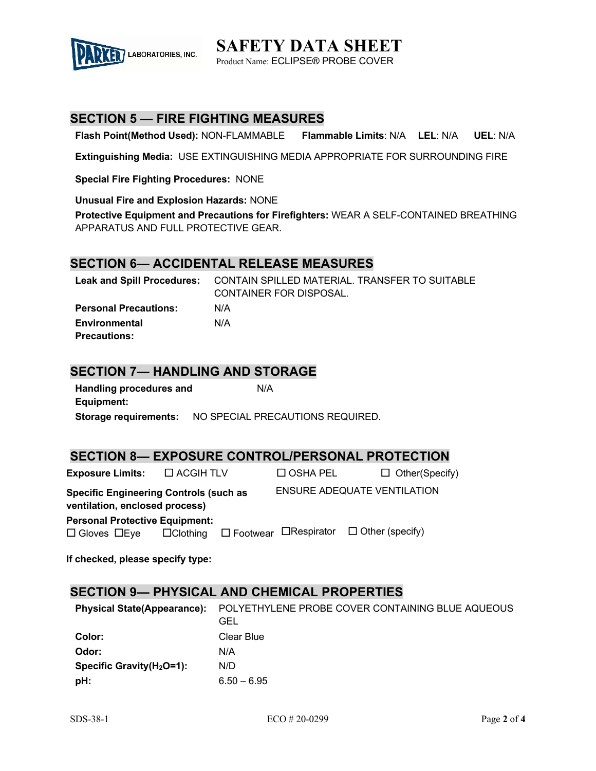## SECTION 5 — FIRE FIGHTING MEASURES

**Flash Point(Method Used):** NON-FLAMMABLE **Flammable Limits**: N/A **LEL**: N/A **UEL**: N/A

**Extinguishing Media:** USE EXTINGUISHING MEDIA APPROPRIATE FOR SURROUNDING FIRE

**Special Fire Fighting Procedures:** NONE

**Unusual Fire and Explosion Hazards:** NONE

**Protective Equipment and Precautions for Firefighters:** WEAR A SELF-CONTAINED BREATHING APPARATUS AND FULL PROTECTIVE GEAR.

## SECTION 6— ACCIDENTAL RELEASE MEASURES

| | |
|---|---|
| **Leak and Spill Procedures:** | CONTAIN SPILLED MATERIAL. TRANSFER TO SUITABLE CONTAINER FOR DISPOSAL. |
| **Personal Precautions:** | N/A |
| **Environmental Precautions:** | N/A |

## SECTION 7— HANDLING AND STORAGE

| | |
|---|---|
| **Handling procedures and Equipment:** | N/A |
| **Storage requirements:** | NO SPECIAL PRECAUTIONS REQUIRED. |

## SECTION 8— EXPOSURE CONTROL/PERSONAL PROTECTION

**Exposure Limits:** ☐ ACGIH TLV ☐ OSHA PEL ☐ Other(Specify)

**Specific Engineering Controls (such as ventilation, enclosed process)** ENSURE ADEQUATE VENTILATION

**Personal Protective Equipment:**
☐ Gloves ☐Eye ☐Clothing ☐ Footwear ☐Respirator ☐ Other (specify)

**If checked, please specify type:**

## SECTION 9— PHYSICAL AND CHEMICAL PROPERTIES

| | |
|---|---|
| **Physical State(Appearance):** | POLYETHYLENE PROBE COVER CONTAINING BLUE AQUEOUS GEL |
| **Color:** | Clear Blue |
| **Odor:** | N/A |
| **Specific Gravity($H_2O$=1):** | N/D |
| **pH:** | 6.50 – 6.95 |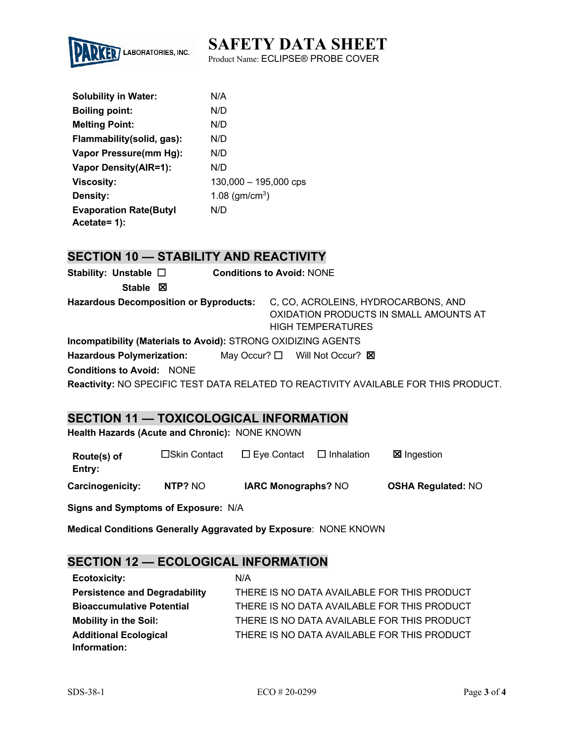| | |
|---|---|
| **Solubility in Water:** | N/A |
| **Boiling point:** | N/D |
| **Melting Point:** | N/D |
| **Flammability(solid, gas):** | N/D |
| **Vapor Pressure(mm Hg):** | N/D |
| **Vapor Density(AIR=1):** | N/D |
| **Viscosity:** | 130,000 – 195,000 cps |
| **Density:** | 1.08 (gm/cm$^3$) |
| **Evaporation Rate(Butyl Acetate= 1):** | N/D |

## SECTION 10 — STABILITY AND REACTIVITY

**Stability: Unstable** ☐ **Conditions to Avoid:** NONE

**Stable** ☒

**Hazardous Decomposition or Byproducts:** C, CO, ACROLEINS, HYDROCARBONS, AND OXIDATION PRODUCTS IN SMALL AMOUNTS AT HIGH TEMPERATURES

**Incompatibility (Materials to Avoid):** STRONG OXIDIZING AGENTS

**Hazardous Polymerization:** May Occur? ☐ Will Not Occur? ☒

**Conditions to Avoid:** NONE

**Reactivity:** NO SPECIFIC TEST DATA RELATED TO REACTIVITY AVAILABLE FOR THIS PRODUCT.

## SECTION 11 — TOXICOLOGICAL INFORMATION

**Health Hazards (Acute and Chronic):** NONE KNOWN

**Route(s) of Entry:** ☐Skin Contact ☐ Eye Contact ☐ Inhalation ☒ Ingestion

**Carcinogenicity:** **NTP?** NO **IARC Monographs?** NO **OSHA Regulated:** NO

**Signs and Symptoms of Exposure:** N/A

**Medical Conditions Generally Aggravated by Exposure**: NONE KNOWN

## SECTION 12 — ECOLOGICAL INFORMATION

| | |
|---|---|
| **Ecotoxicity:** | N/A |
| **Persistence and Degradability** | THERE IS NO DATA AVAILABLE FOR THIS PRODUCT |
| **Bioaccumulative Potential** | THERE IS NO DATA AVAILABLE FOR THIS PRODUCT |
| **Mobility in the Soil:** | THERE IS NO DATA AVAILABLE FOR THIS PRODUCT |
| **Additional Ecological Information:** | THERE IS NO DATA AVAILABLE FOR THIS PRODUCT |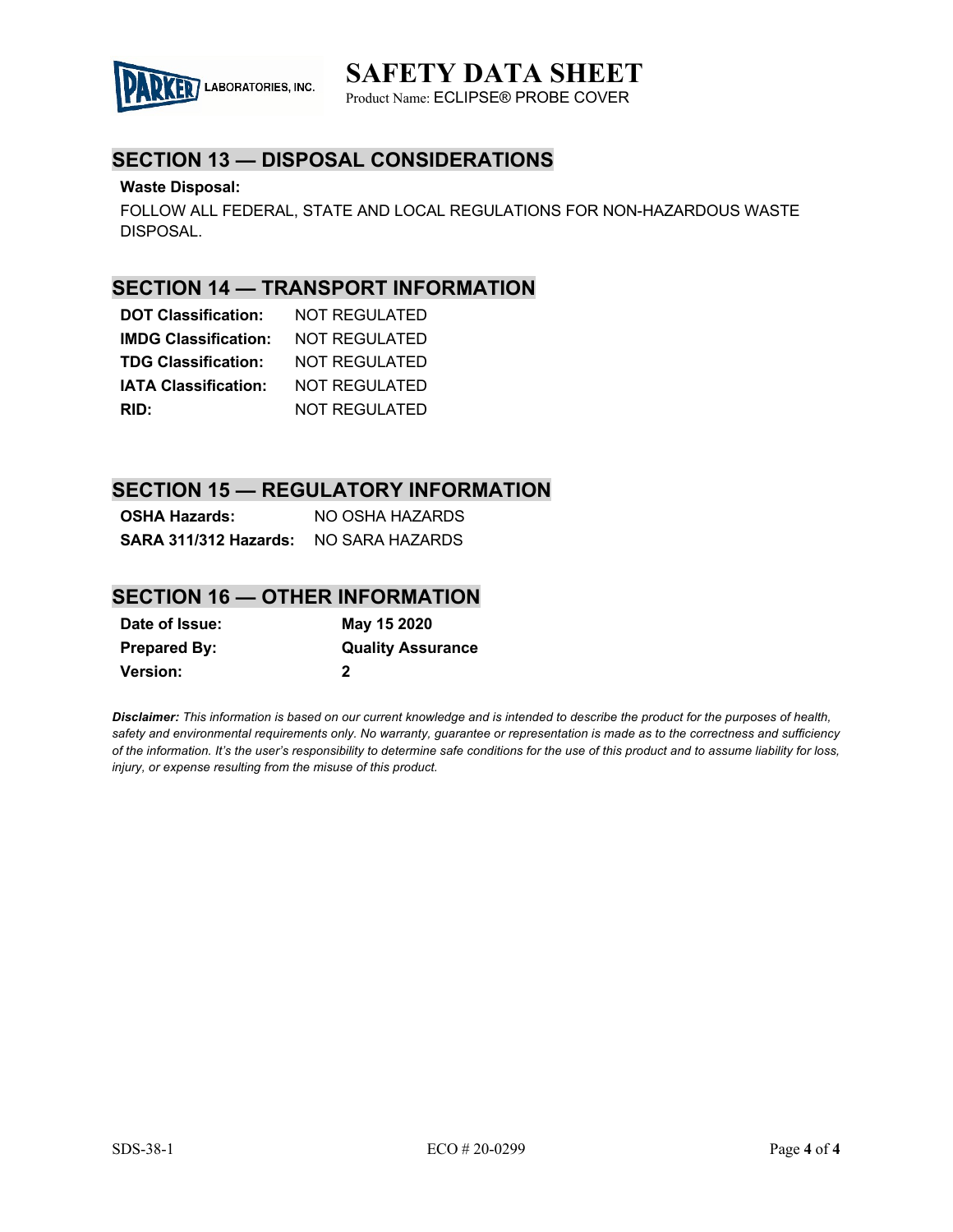## SECTION 13 — DISPOSAL CONSIDERATIONS

**Waste Disposal:**

FOLLOW ALL FEDERAL, STATE AND LOCAL REGULATIONS FOR NON-HAZARDOUS WASTE DISPOSAL.

## SECTION 14 — TRANSPORT INFORMATION

| | |
|---|---|
| **DOT Classification:** | NOT REGULATED |
| **IMDG Classification:** | NOT REGULATED |
| **TDG Classification:** | NOT REGULATED |
| **IATA Classification:** | NOT REGULATED |
| **RID:** | NOT REGULATED |

## SECTION 15 — REGULATORY INFORMATION

| | |
|---|---|
| **OSHA Hazards:** | NO OSHA HAZARDS |
| **SARA 311/312 Hazards:** | NO SARA HAZARDS |

## SECTION 16 — OTHER INFORMATION

| | |
|---|---|
| **Date of Issue:** | **May 15 2020** |
| **Prepared By:** | **Quality Assurance** |
| **Version:** | **2** |

***Disclaimer:*** *This information is based on our current knowledge and is intended to describe the product for the purposes of health, safety and environmental requirements only. No warranty, guarantee or representation is made as to the correctness and sufficiency of the information. It's the user's responsibility to determine safe conditions for the use of this product and to assume liability for loss, injury, or expense resulting from the misuse of this product.*